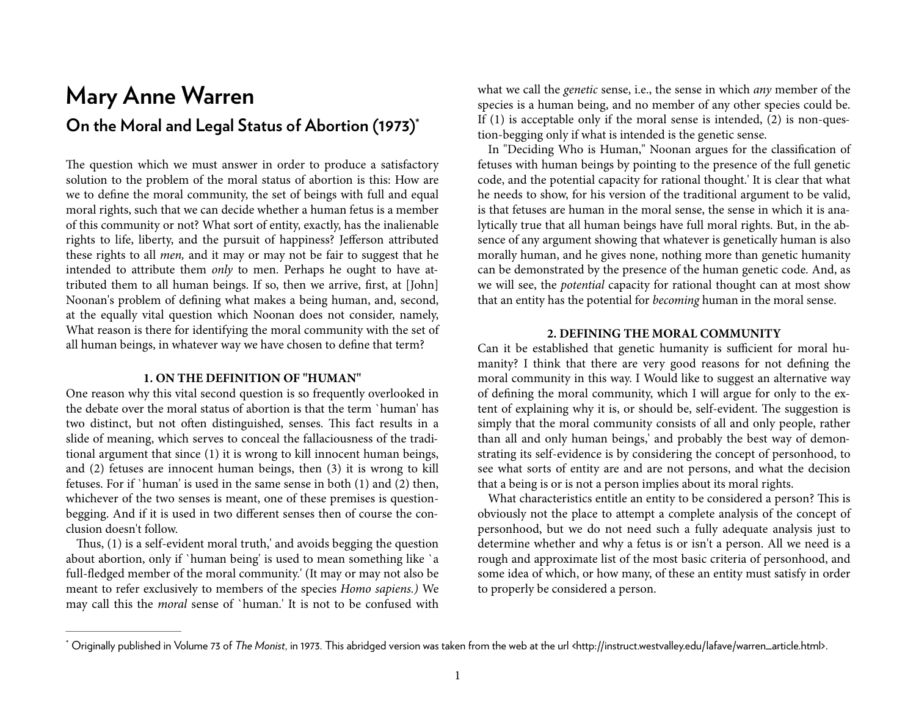# Mary Anne Warren

## On the Moral and Legal Status of Abortion (1973)*

The question which we must answer in order to produce a satisfactory solution to the problem of the moral status of abortion is this: How are we to define the moral community, the set of beings with full and equal moral rights, such that we can decide whether a human fetus is a member of this community or not? What sort of entity, exactly, has the inalienable rights to life, liberty, and the pursuit of happiness? Jefferson attributed these rights to all *men,* and it may or may not be fair to suggest that he intended to attribute them *only* to men. Perhaps he ought to have attributed them to all human beings. If so, then we arrive, first, at [John] Noonan's problem of defining what makes a being human, and, second, at the equally vital question which Noonan does not consider, namely, What reason is there for identifying the moral community with the set of all human beings, in whatever way we have chosen to define that term?

### 1. ON THE DEFINITION OF "HUMAN"

One reason why this vital second question is so frequently overlooked in the debate over the moral status of abortion is that the term `human' has two distinct, but not often distinguished, senses. This fact results in a slide of meaning, which serves to conceal the fallaciousness of the traditional argument that since (1) it is wrong to kill innocent human beings, and (2) fetuses are innocent human beings, then (3) it is wrong to kill fetuses. For if `human' is used in the same sense in both (1) and (2) then, whichever of the two senses is meant, one of these premises is question-begging. And if it is used in two different senses then of course the conclusion doesn't follow.

Thus, (1) is a self-evident moral truth,' and avoids begging the question about abortion, only if `human being' is used to mean something like `a full-fledged member of the moral community.' (It may or may not also be meant to refer exclusively to members of the species *Homo sapiens.)* We may call this the *moral* sense of `human.' It is not to be confused with what we call the *genetic* sense, i.e., the sense in which *any* member of the species is a human being, and no member of any other species could be. If (1) is acceptable only if the moral sense is intended, (2) is non-question-begging only if what is intended is the genetic sense.

In "Deciding Who is Human," Noonan argues for the classification of fetuses with human beings by pointing to the presence of the full genetic code, and the potential capacity for rational thought.' It is clear that what he needs to show, for his version of the traditional argument to be valid, is that fetuses are human in the moral sense, the sense in which it is analytically true that all human beings have full moral rights. But, in the absence of any argument showing that whatever is genetically human is also morally human, and he gives none, nothing more than genetic humanity can be demonstrated by the presence of the human genetic code. And, as we will see, the *potential* capacity for rational thought can at most show that an entity has the potential for *becoming* human in the moral sense.

### 2. DEFINING THE MORAL COMMUNITY

Can it be established that genetic humanity is sufficient for moral humanity? I think that there are very good reasons for not defining the moral community in this way. I Would like to suggest an alternative way of defining the moral community, which I will argue for only to the extent of explaining why it is, or should be, self-evident. The suggestion is simply that the moral community consists of all and only people, rather than all and only human beings,' and probably the best way of demonstrating its self-evidence is by considering the concept of personhood, to see what sorts of entity are and are not persons, and what the decision that a being is or is not a person implies about its moral rights.

What characteristics entitle an entity to be considered a person? This is obviously not the place to attempt a complete analysis of the concept of personhood, but we do not need such a fully adequate analysis just to determine whether and why a fetus is or isn't a person. All we need is a rough and approximate list of the most basic criteria of personhood, and some idea of which, or how many, of these an entity must satisfy in order to properly be considered a person.

---

* Originally published in Volume 73 of *The Monist*, in 1973. This abridged version was taken from the web at the url <http://instruct.westvalley.edu/lafave/warren_article.html>.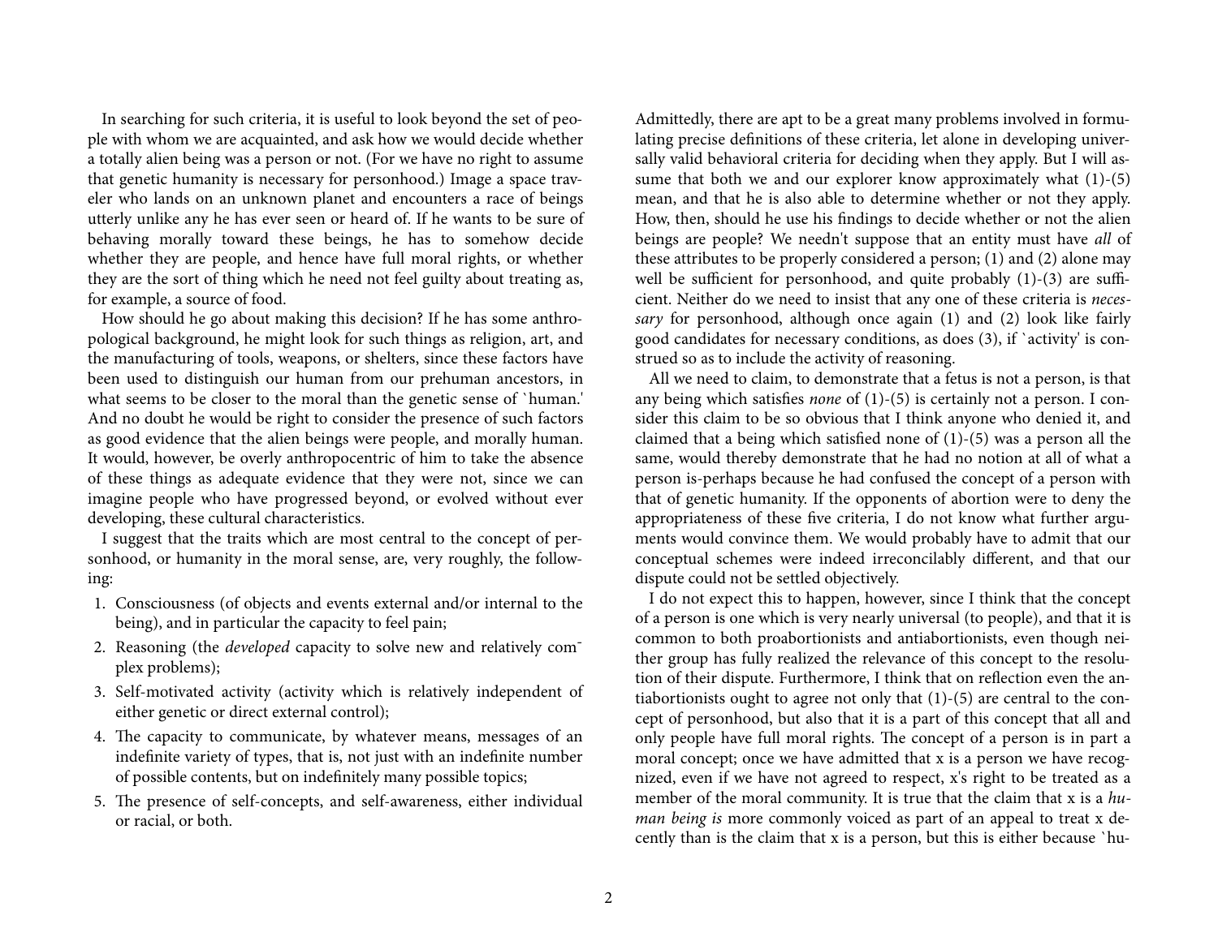In searching for such criteria, it is useful to look beyond the set of people with whom we are acquainted, and ask how we would decide whether a totally alien being was a person or not. (For we have no right to assume that genetic humanity is necessary for personhood.) Image a space traveler who lands on an unknown planet and encounters a race of beings utterly unlike any he has ever seen or heard of. If he wants to be sure of behaving morally toward these beings, he has to somehow decide whether they are people, and hence have full moral rights, or whether they are the sort of thing which he need not feel guilty about treating as, for example, a source of food.

How should he go about making this decision? If he has some anthropological background, he might look for such things as religion, art, and the manufacturing of tools, weapons, or shelters, since these factors have been used to distinguish our human from our prehuman ancestors, in what seems to be closer to the moral than the genetic sense of `human.' And no doubt he would be right to consider the presence of such factors as good evidence that the alien beings were people, and morally human. It would, however, be overly anthropocentric of him to take the absence of these things as adequate evidence that they were not, since we can imagine people who have progressed beyond, or evolved without ever developing, these cultural characteristics.

I suggest that the traits which are most central to the concept of personhood, or humanity in the moral sense, are, very roughly, the following:

1. Consciousness (of objects and events external and/or internal to the being), and in particular the capacity to feel pain;
2. Reasoning (the *developed* capacity to solve new and relatively complex problems);
3. Self-motivated activity (activity which is relatively independent of either genetic or direct external control);
4. The capacity to communicate, by whatever means, messages of an indefinite variety of types, that is, not just with an indefinite number of possible contents, but on indefinitely many possible topics;
5. The presence of self-concepts, and self-awareness, either individual or racial, or both.

Admittedly, there are apt to be a great many problems involved in formulating precise definitions of these criteria, let alone in developing universally valid behavioral criteria for deciding when they apply. But I will assume that both we and our explorer know approximately what (1)-(5) mean, and that he is also able to determine whether or not they apply. How, then, should he use his findings to decide whether or not the alien beings are people? We needn't suppose that an entity must have *all* of these attributes to be properly considered a person; (1) and (2) alone may well be sufficient for personhood, and quite probably (1)-(3) are sufficient. Neither do we need to insist that any one of these criteria is *necessary* for personhood, although once again (1) and (2) look like fairly good candidates for necessary conditions, as does (3), if `activity' is construed so as to include the activity of reasoning.

All we need to claim, to demonstrate that a fetus is not a person, is that any being which satisfies *none* of (1)-(5) is certainly not a person. I consider this claim to be so obvious that I think anyone who denied it, and claimed that a being which satisfied none of (1)-(5) was a person all the same, would thereby demonstrate that he had no notion at all of what a person is-perhaps because he had confused the concept of a person with that of genetic humanity. If the opponents of abortion were to deny the appropriateness of these five criteria, I do not know what further arguments would convince them. We would probably have to admit that our conceptual schemes were indeed irreconcilably different, and that our dispute could not be settled objectively.

I do not expect this to happen, however, since I think that the concept of a person is one which is very nearly universal (to people), and that it is common to both proabortionists and antiabortionists, even though neither group has fully realized the relevance of this concept to the resolution of their dispute. Furthermore, I think that on reflection even the antiabortionists ought to agree not only that (1)-(5) are central to the concept of personhood, but also that it is a part of this concept that all and only people have full moral rights. The concept of a person is in part a moral concept; once we have admitted that x is a person we have recognized, even if we have not agreed to respect, x's right to be treated as a member of the moral community. It is true that the claim that x is a *human being is* more commonly voiced as part of an appeal to treat x decently than is the claim that x is a person, but this is either because `hu-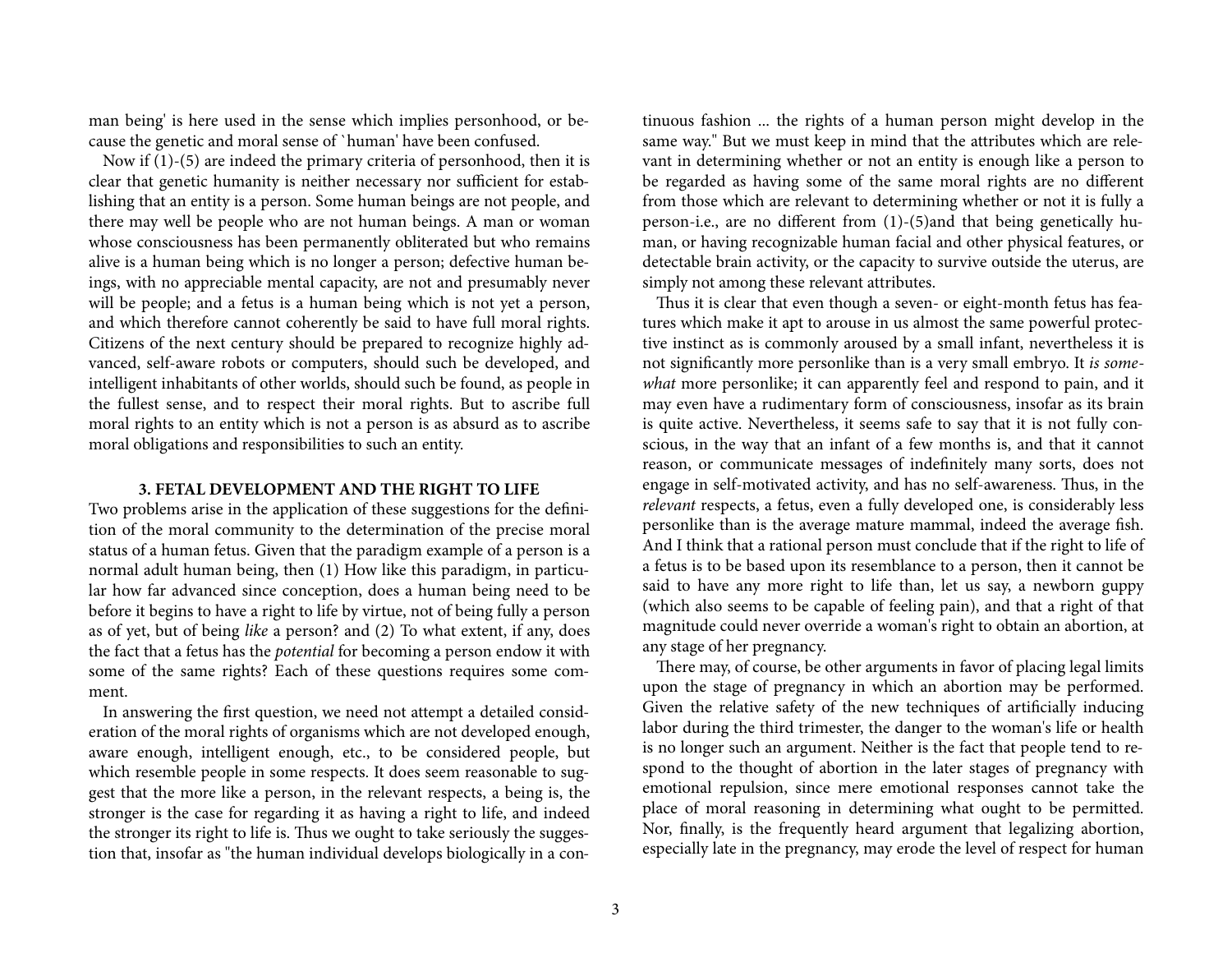man being' is here used in the sense which implies personhood, or because the genetic and moral sense of `human' have been confused.

Now if (1)-(5) are indeed the primary criteria of personhood, then it is clear that genetic humanity is neither necessary nor sufficient for establishing that an entity is a person. Some human beings are not people, and there may well be people who are not human beings. A man or woman whose consciousness has been permanently obliterated but who remains alive is a human being which is no longer a person; defective human beings, with no appreciable mental capacity, are not and presumably never will be people; and a fetus is a human being which is not yet a person, and which therefore cannot coherently be said to have full moral rights. Citizens of the next century should be prepared to recognize highly advanced, self-aware robots or computers, should such be developed, and intelligent inhabitants of other worlds, should such be found, as people in the fullest sense, and to respect their moral rights. But to ascribe full moral rights to an entity which is not a person is as absurd as to ascribe moral obligations and responsibilities to such an entity.

### 3. FETAL DEVELOPMENT AND THE RIGHT TO LIFE

Two problems arise in the application of these suggestions for the definition of the moral community to the determination of the precise moral status of a human fetus. Given that the paradigm example of a person is a normal adult human being, then (1) How like this paradigm, in particular how far advanced since conception, does a human being need to be before it begins to have a right to life by virtue, not of being fully a person as of yet, but of being *like* a person? and (2) To what extent, if any, does the fact that a fetus has the *potential* for becoming a person endow it with some of the same rights? Each of these questions requires some comment.

In answering the first question, we need not attempt a detailed consideration of the moral rights of organisms which are not developed enough, aware enough, intelligent enough, etc., to be considered people, but which resemble people in some respects. It does seem reasonable to suggest that the more like a person, in the relevant respects, a being is, the stronger is the case for regarding it as having a right to life, and indeed the stronger its right to life is. Thus we ought to take seriously the suggestion that, insofar as "the human individual develops biologically in a continuous fashion ... the rights of a human person might develop in the same way." But we must keep in mind that the attributes which are relevant in determining whether or not an entity is enough like a person to be regarded as having some of the same moral rights are no different from those which are relevant to determining whether or not it is fully a person-i.e., are no different from (1)-(5)and that being genetically human, or having recognizable human facial and other physical features, or detectable brain activity, or the capacity to survive outside the uterus, are simply not among these relevant attributes.

Thus it is clear that even though a seven- or eight-month fetus has features which make it apt to arouse in us almost the same powerful protective instinct as is commonly aroused by a small infant, nevertheless it is not significantly more personlike than is a very small embryo. It *is somewhat* more personlike; it can apparently feel and respond to pain, and it may even have a rudimentary form of consciousness, insofar as its brain is quite active. Nevertheless, it seems safe to say that it is not fully conscious, in the way that an infant of a few months is, and that it cannot reason, or communicate messages of indefinitely many sorts, does not engage in self-motivated activity, and has no self-awareness. Thus, in the *relevant* respects, a fetus, even a fully developed one, is considerably less personlike than is the average mature mammal, indeed the average fish. And I think that a rational person must conclude that if the right to life of a fetus is to be based upon its resemblance to a person, then it cannot be said to have any more right to life than, let us say, a newborn guppy (which also seems to be capable of feeling pain), and that a right of that magnitude could never override a woman's right to obtain an abortion, at any stage of her pregnancy.

There may, of course, be other arguments in favor of placing legal limits upon the stage of pregnancy in which an abortion may be performed. Given the relative safety of the new techniques of artificially inducing labor during the third trimester, the danger to the woman's life or health is no longer such an argument. Neither is the fact that people tend to respond to the thought of abortion in the later stages of pregnancy with emotional repulsion, since mere emotional responses cannot take the place of moral reasoning in determining what ought to be permitted. Nor, finally, is the frequently heard argument that legalizing abortion, especially late in the pregnancy, may erode the level of respect for human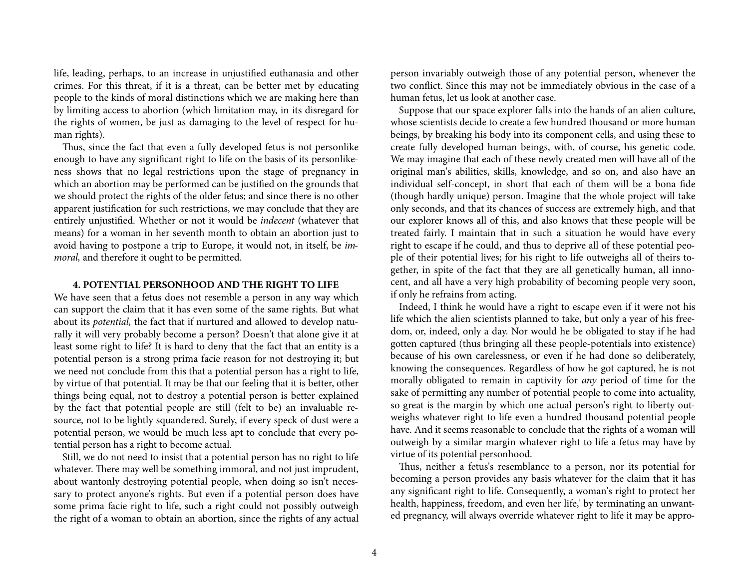life, leading, perhaps, to an increase in unjustified euthanasia and other crimes. For this threat, if it is a threat, can be better met by educating people to the kinds of moral distinctions which we are making here than by limiting access to abortion (which limitation may, in its disregard for the rights of women, be just as damaging to the level of respect for human rights).

Thus, since the fact that even a fully developed fetus is not personlike enough to have any significant right to life on the basis of its personlikeness shows that no legal restrictions upon the stage of pregnancy in which an abortion may be performed can be justified on the grounds that we should protect the rights of the older fetus; and since there is no other apparent justification for such restrictions, we may conclude that they are entirely unjustified. Whether or not it would be *indecent* (whatever that means) for a woman in her seventh month to obtain an abortion just to avoid having to postpone a trip to Europe, it would not, in itself, be *immoral,* and therefore it ought to be permitted.

### 4. POTENTIAL PERSONHOOD AND THE RIGHT TO LIFE

We have seen that a fetus does not resemble a person in any way which can support the claim that it has even some of the same rights. But what about its *potential,* the fact that if nurtured and allowed to develop naturally it will very probably become a person? Doesn't that alone give it at least some right to life? It is hard to deny that the fact that an entity is a potential person is a strong prima facie reason for not destroying it; but we need not conclude from this that a potential person has a right to life, by virtue of that potential. It may be that our feeling that it is better, other things being equal, not to destroy a potential person is better explained by the fact that potential people are still (felt to be) an invaluable resource, not to be lightly squandered. Surely, if every speck of dust were a potential person, we would be much less apt to conclude that every potential person has a right to become actual.

Still, we do not need to insist that a potential person has no right to life whatever. There may well be something immoral, and not just imprudent, about wantonly destroying potential people, when doing so isn't necessary to protect anyone's rights. But even if a potential person does have some prima facie right to life, such a right could not possibly outweigh the right of a woman to obtain an abortion, since the rights of any actual person invariably outweigh those of any potential person, whenever the two conflict. Since this may not be immediately obvious in the case of a human fetus, let us look at another case.

Suppose that our space explorer falls into the hands of an alien culture, whose scientists decide to create a few hundred thousand or more human beings, by breaking his body into its component cells, and using these to create fully developed human beings, with, of course, his genetic code. We may imagine that each of these newly created men will have all of the original man's abilities, skills, knowledge, and so on, and also have an individual self-concept, in short that each of them will be a bona fide (though hardly unique) person. Imagine that the whole project will take only seconds, and that its chances of success are extremely high, and that our explorer knows all of this, and also knows that these people will be treated fairly. I maintain that in such a situation he would have every right to escape if he could, and thus to deprive all of these potential people of their potential lives; for his right to life outweighs all of theirs together, in spite of the fact that they are all genetically human, all innocent, and all have a very high probability of becoming people very soon, if only he refrains from acting.

Indeed, I think he would have a right to escape even if it were not his life which the alien scientists planned to take, but only a year of his freedom, or, indeed, only a day. Nor would he be obligated to stay if he had gotten captured (thus bringing all these people-potentials into existence) because of his own carelessness, or even if he had done so deliberately, knowing the consequences. Regardless of how he got captured, he is not morally obligated to remain in captivity for *any* period of time for the sake of permitting any number of potential people to come into actuality, so great is the margin by which one actual person's right to liberty outweighs whatever right to life even a hundred thousand potential people have. And it seems reasonable to conclude that the rights of a woman will outweigh by a similar margin whatever right to life a fetus may have by virtue of its potential personhood.

Thus, neither a fetus's resemblance to a person, nor its potential for becoming a person provides any basis whatever for the claim that it has any significant right to life. Consequently, a woman's right to protect her health, happiness, freedom, and even her life,' by terminating an unwanted pregnancy, will always override whatever right to life it may be appro-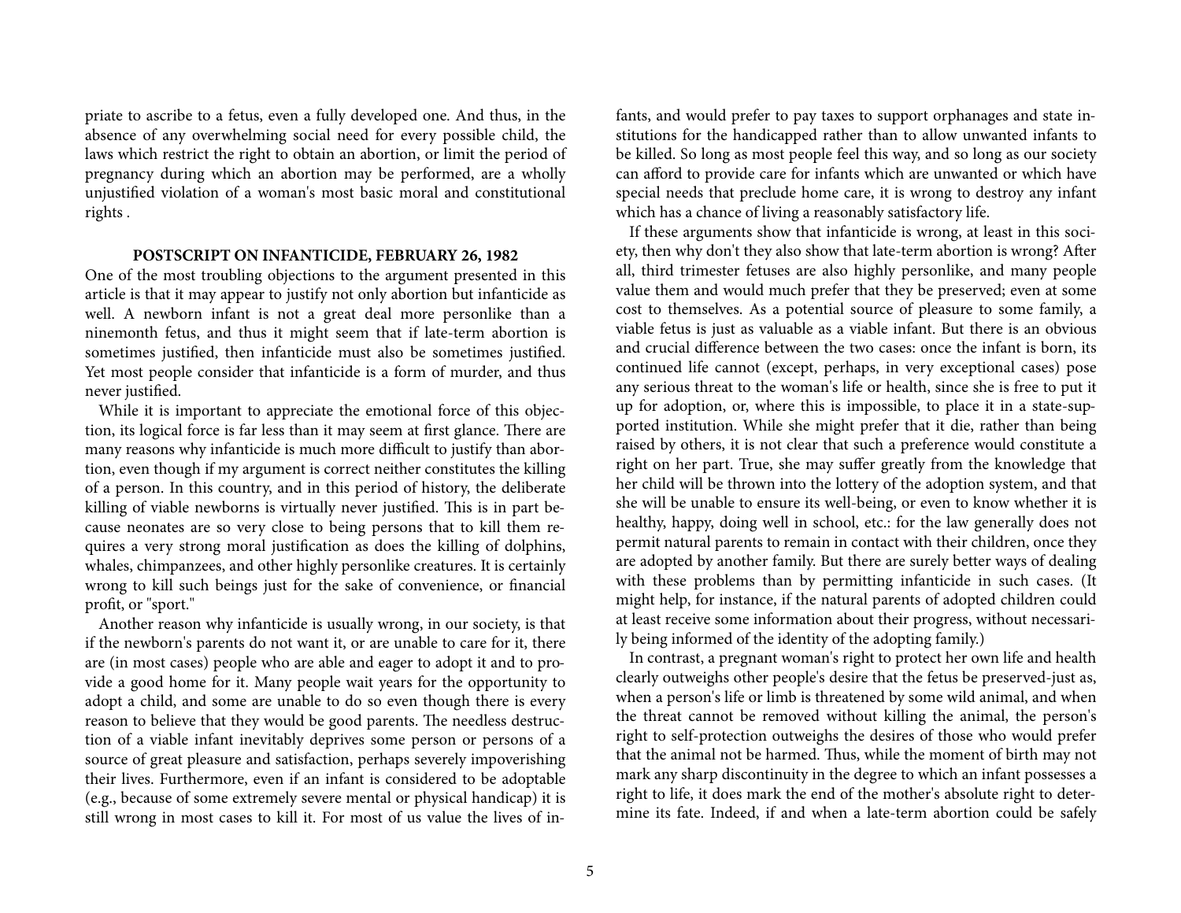priate to ascribe to a fetus, even a fully developed one. And thus, in the absence of any overwhelming social need for every possible child, the laws which restrict the right to obtain an abortion, or limit the period of pregnancy during which an abortion may be performed, are a wholly unjustified violation of a woman's most basic moral and constitutional rights .

#### POSTSCRIPT ON INFANTICIDE, FEBRUARY 26, 1982

One of the most troubling objections to the argument presented in this article is that it may appear to justify not only abortion but infanticide as well. A newborn infant is not a great deal more personlike than a ninemonth fetus, and thus it might seem that if late-term abortion is sometimes justified, then infanticide must also be sometimes justified. Yet most people consider that infanticide is a form of murder, and thus never justified.

While it is important to appreciate the emotional force of this objection, its logical force is far less than it may seem at first glance. There are many reasons why infanticide is much more difficult to justify than abortion, even though if my argument is correct neither constitutes the killing of a person. In this country, and in this period of history, the deliberate killing of viable newborns is virtually never justified. This is in part because neonates are so very close to being persons that to kill them requires a very strong moral justification as does the killing of dolphins, whales, chimpanzees, and other highly personlike creatures. It is certainly wrong to kill such beings just for the sake of convenience, or financial profit, or "sport."

Another reason why infanticide is usually wrong, in our society, is that if the newborn's parents do not want it, or are unable to care for it, there are (in most cases) people who are able and eager to adopt it and to provide a good home for it. Many people wait years for the opportunity to adopt a child, and some are unable to do so even though there is every reason to believe that they would be good parents. The needless destruction of a viable infant inevitably deprives some person or persons of a source of great pleasure and satisfaction, perhaps severely impoverishing their lives. Furthermore, even if an infant is considered to be adoptable (e.g., because of some extremely severe mental or physical handicap) it is still wrong in most cases to kill it. For most of us value the lives of infants, and would prefer to pay taxes to support orphanages and state institutions for the handicapped rather than to allow unwanted infants to be killed. So long as most people feel this way, and so long as our society can afford to provide care for infants which are unwanted or which have special needs that preclude home care, it is wrong to destroy any infant which has a chance of living a reasonably satisfactory life.

If these arguments show that infanticide is wrong, at least in this society, then why don't they also show that late-term abortion is wrong? After all, third trimester fetuses are also highly personlike, and many people value them and would much prefer that they be preserved; even at some cost to themselves. As a potential source of pleasure to some family, a viable fetus is just as valuable as a viable infant. But there is an obvious and crucial difference between the two cases: once the infant is born, its continued life cannot (except, perhaps, in very exceptional cases) pose any serious threat to the woman's life or health, since she is free to put it up for adoption, or, where this is impossible, to place it in a state-supported institution. While she might prefer that it die, rather than being raised by others, it is not clear that such a preference would constitute a right on her part. True, she may suffer greatly from the knowledge that her child will be thrown into the lottery of the adoption system, and that she will be unable to ensure its well-being, or even to know whether it is healthy, happy, doing well in school, etc.: for the law generally does not permit natural parents to remain in contact with their children, once they are adopted by another family. But there are surely better ways of dealing with these problems than by permitting infanticide in such cases. (It might help, for instance, if the natural parents of adopted children could at least receive some information about their progress, without necessarily being informed of the identity of the adopting family.)

In contrast, a pregnant woman's right to protect her own life and health clearly outweighs other people's desire that the fetus be preserved-just as, when a person's life or limb is threatened by some wild animal, and when the threat cannot be removed without killing the animal, the person's right to self-protection outweighs the desires of those who would prefer that the animal not be harmed. Thus, while the moment of birth may not mark any sharp discontinuity in the degree to which an infant possesses a right to life, it does mark the end of the mother's absolute right to determine its fate. Indeed, if and when a late-term abortion could be safely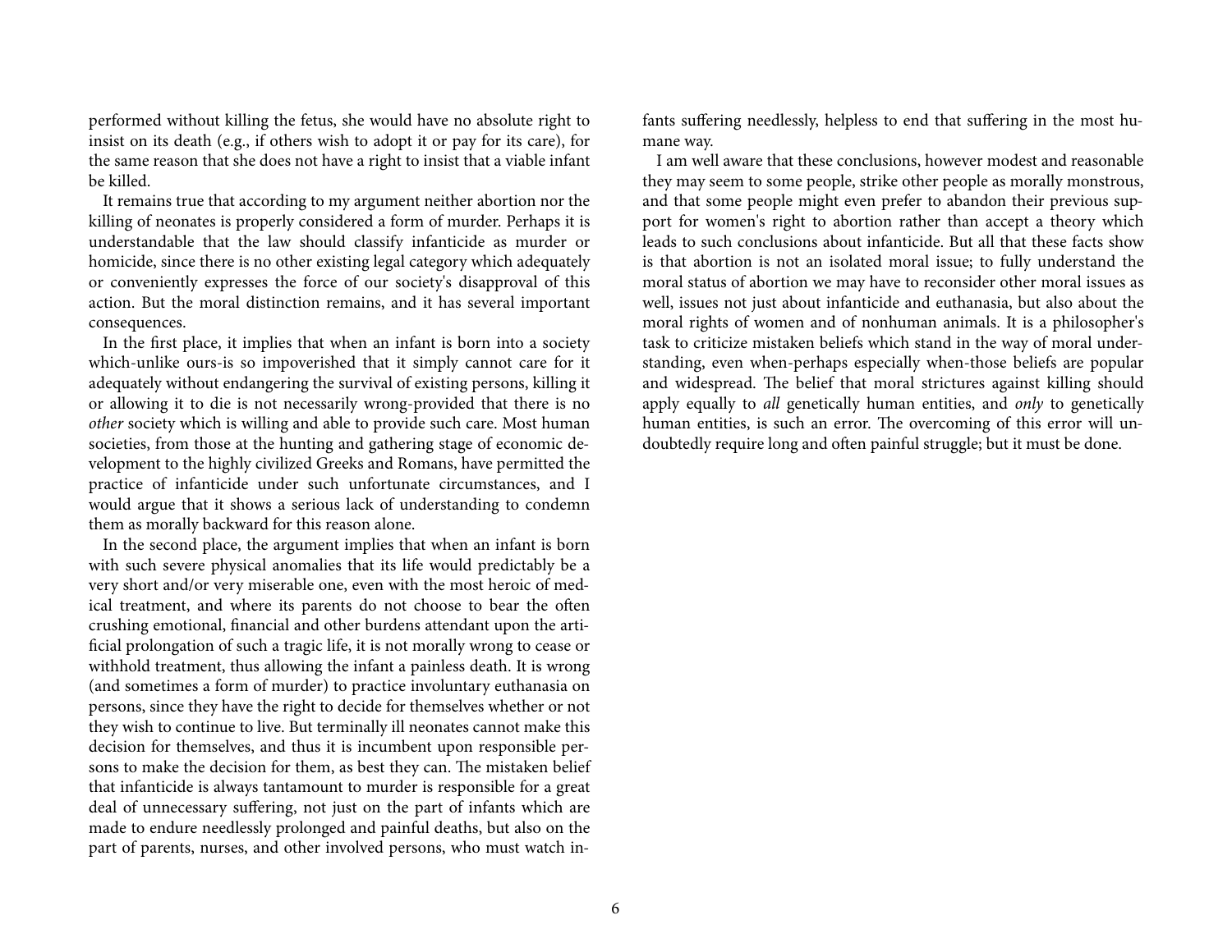performed without killing the fetus, she would have no absolute right to insist on its death (e.g., if others wish to adopt it or pay for its care), for the same reason that she does not have a right to insist that a viable infant be killed.

It remains true that according to my argument neither abortion nor the killing of neonates is properly considered a form of murder. Perhaps it is understandable that the law should classify infanticide as murder or homicide, since there is no other existing legal category which adequately or conveniently expresses the force of our society's disapproval of this action. But the moral distinction remains, and it has several important consequences.

In the first place, it implies that when an infant is born into a society which-unlike ours-is so impoverished that it simply cannot care for it adequately without endangering the survival of existing persons, killing it or allowing it to die is not necessarily wrong-provided that there is no *other* society which is willing and able to provide such care. Most human societies, from those at the hunting and gathering stage of economic development to the highly civilized Greeks and Romans, have permitted the practice of infanticide under such unfortunate circumstances, and I would argue that it shows a serious lack of understanding to condemn them as morally backward for this reason alone.

In the second place, the argument implies that when an infant is born with such severe physical anomalies that its life would predictably be a very short and/or very miserable one, even with the most heroic of medical treatment, and where its parents do not choose to bear the often crushing emotional, financial and other burdens attendant upon the artificial prolongation of such a tragic life, it is not morally wrong to cease or withhold treatment, thus allowing the infant a painless death. It is wrong (and sometimes a form of murder) to practice involuntary euthanasia on persons, since they have the right to decide for themselves whether or not they wish to continue to live. But terminally ill neonates cannot make this decision for themselves, and thus it is incumbent upon responsible persons to make the decision for them, as best they can. The mistaken belief that infanticide is always tantamount to murder is responsible for a great deal of unnecessary suffering, not just on the part of infants which are made to endure needlessly prolonged and painful deaths, but also on the part of parents, nurses, and other involved persons, who must watch infants suffering needlessly, helpless to end that suffering in the most humane way.

I am well aware that these conclusions, however modest and reasonable they may seem to some people, strike other people as morally monstrous, and that some people might even prefer to abandon their previous support for women's right to abortion rather than accept a theory which leads to such conclusions about infanticide. But all that these facts show is that abortion is not an isolated moral issue; to fully understand the moral status of abortion we may have to reconsider other moral issues as well, issues not just about infanticide and euthanasia, but also about the moral rights of women and of nonhuman animals. It is a philosopher's task to criticize mistaken beliefs which stand in the way of moral understanding, even when-perhaps especially when-those beliefs are popular and widespread. The belief that moral strictures against killing should apply equally to *all* genetically human entities, and *only* to genetically human entities, is such an error. The overcoming of this error will undoubtedly require long and often painful struggle; but it must be done.